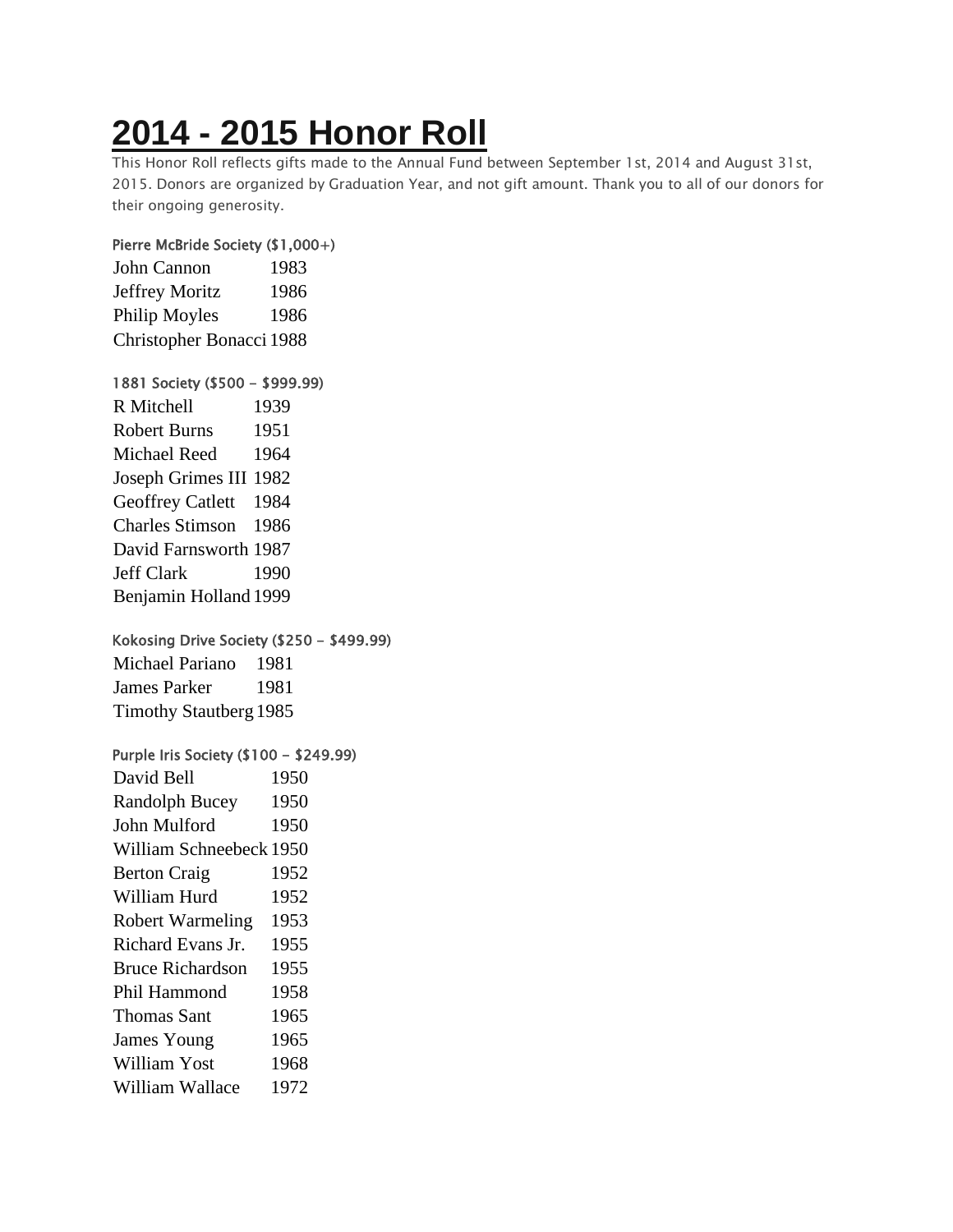# 2014 - 2015 Honor Roll

This Honor Roll reflects gifts made to the Annual Fund between September 1st, 2014 and August 31st, 2015. Donors are organized by Graduation Year, and not gift amount. Thank you to all of our donors for their ongoing generosity.

#### Pierre McBride Society ($1,000+)

| | |
|---|---|
| John Cannon | 1983 |
| Jeffrey Moritz | 1986 |
| Philip Moyles | 1986 |
| Christopher Bonacci | 1988 |

#### 1881 Society ($500 - $999.99)

| | |
|---|---|
| R Mitchell | 1939 |
| Robert Burns | 1951 |
| Michael Reed | 1964 |
| Joseph Grimes III | 1982 |
| Geoffrey Catlett | 1984 |
| Charles Stimson | 1986 |
| David Farnsworth | 1987 |
| Jeff Clark | 1990 |
| Benjamin Holland | 1999 |

#### Kokosing Drive Society ($250 - $499.99)

| | |
|---|---|
| Michael Pariano | 1981 |
| James Parker | 1981 |
| Timothy Stautberg | 1985 |

#### Purple Iris Society ($100 - $249.99)

| | |
|---|---|
| David Bell | 1950 |
| Randolph Bucey | 1950 |
| John Mulford | 1950 |
| William Schneebeck | 1950 |
| Berton Craig | 1952 |
| William Hurd | 1952 |
| Robert Warmeling | 1953 |
| Richard Evans Jr. | 1955 |
| Bruce Richardson | 1955 |
| Phil Hammond | 1958 |
| Thomas Sant | 1965 |
| James Young | 1965 |
| William Yost | 1968 |
| William Wallace | 1972 |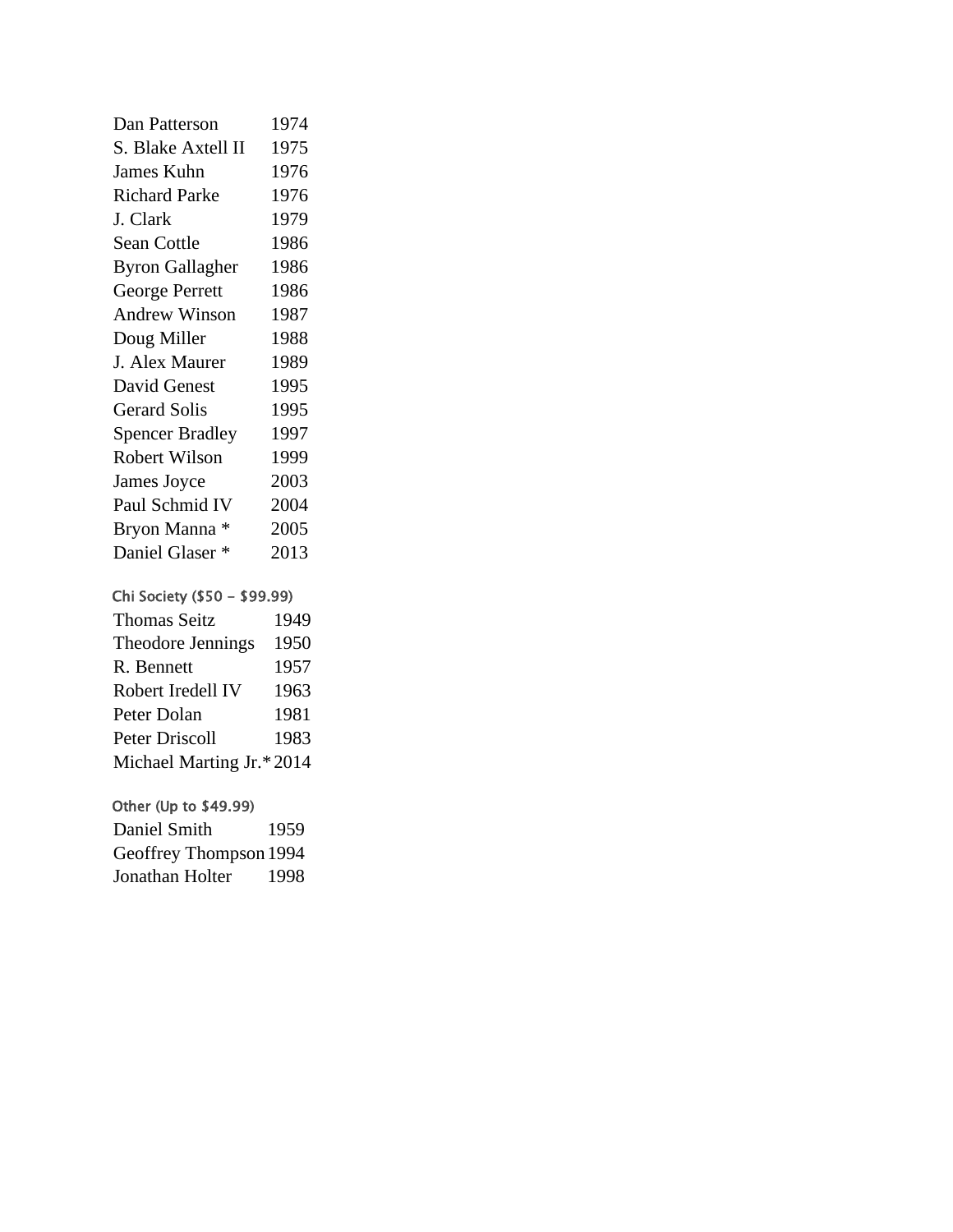| | |
|---|---|
| Dan Patterson | 1974 |
| S. Blake Axtell II | 1975 |
| James Kuhn | 1976 |
| Richard Parke | 1976 |
| J. Clark | 1979 |
| Sean Cottle | 1986 |
| Byron Gallagher | 1986 |
| George Perrett | 1986 |
| Andrew Winson | 1987 |
| Doug Miller | 1988 |
| J. Alex Maurer | 1989 |
| David Genest | 1995 |
| Gerard Solis | 1995 |
| Spencer Bradley | 1997 |
| Robert Wilson | 1999 |
| James Joyce | 2003 |
| Paul Schmid IV | 2004 |
| Bryon Manna * | 2005 |
| Daniel Glaser * | 2013 |

Chi Society ($50 - $99.99)

| | |
|---|---|
| Thomas Seitz | 1949 |
| Theodore Jennings | 1950 |
| R. Bennett | 1957 |
| Robert Iredell IV | 1963 |
| Peter Dolan | 1981 |
| Peter Driscoll | 1983 |
| Michael Marting Jr.* | 2014 |

Other (Up to $49.99)

| | |
|---|---|
| Daniel Smith | 1959 |
| Geoffrey Thompson | 1994 |
| Jonathan Holter | 1998 |